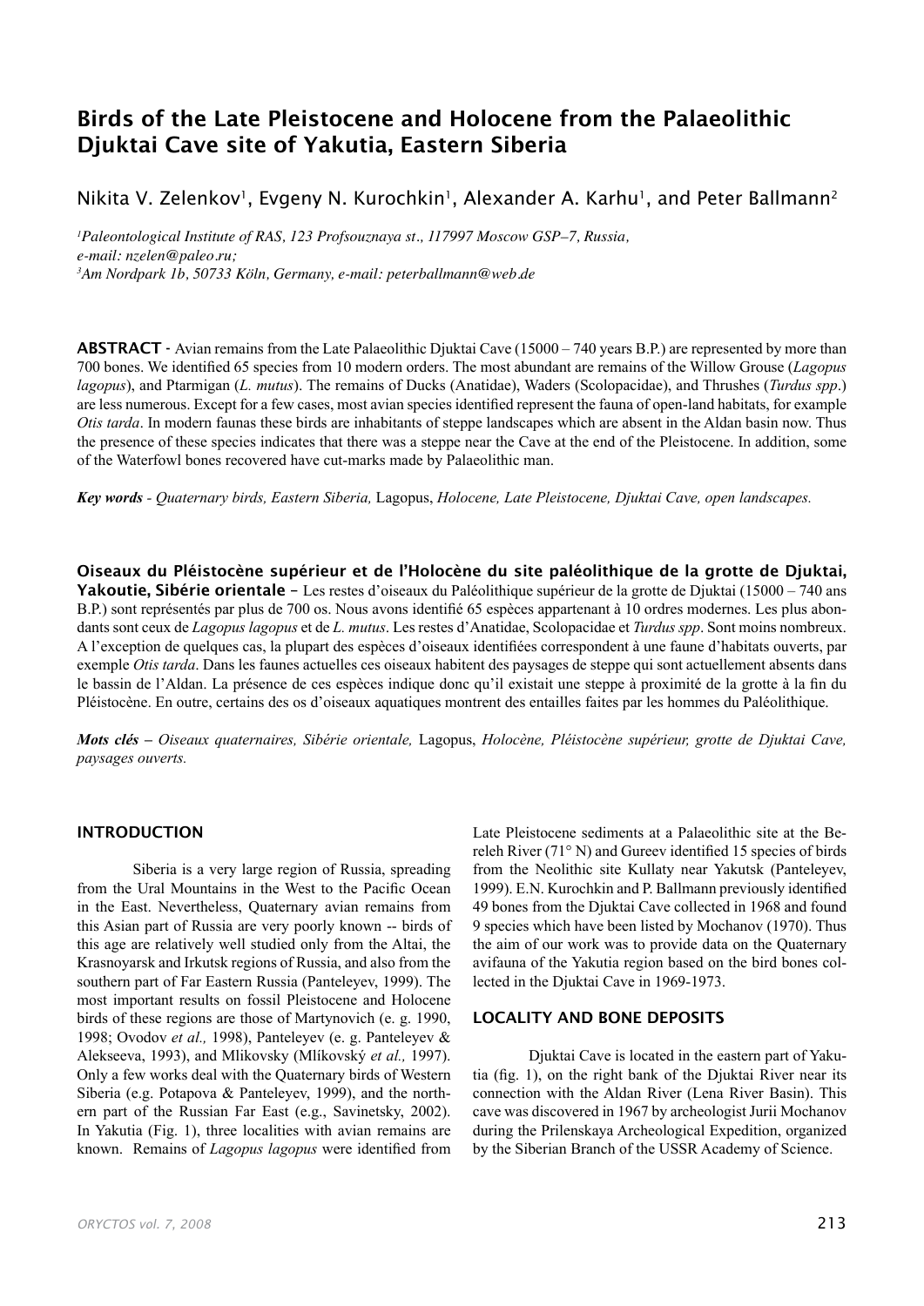# Birds of the Late Pleistocene and Holocene from the Palaeolithic Djuktai Cave site of Yakutia, Eastern Siberia

Nikita V. Zelenkov[1], Evgeny N. Kurochkin[1], Alexander A. Karhu[1], and Peter Ballmann[2]

*[1]Paleontological Institute of RAS, 123 Profsouznaya st., 117997 Moscow GSP–7, Russia, e-mail: nzelen@paleo.ru;*
*[3]Am Nordpark 1b, 50733 Köln, Germany, e-mail: peterballmann@web.de*

**ABSTRACT** - Avian remains from the Late Palaeolithic Djuktai Cave (15000 – 740 years B.P.) are represented by more than 700 bones. We identified 65 species from 10 modern orders. The most abundant are remains of the Willow Grouse (*Lagopus lagopus*), and Ptarmigan (*L. mutus*). The remains of Ducks (Anatidae), Waders (Scolopacidae), and Thrushes (*Turdus spp*.) are less numerous. Except for a few cases, most avian species identified represent the fauna of open-land habitats, for example *Otis tarda*. In modern faunas these birds are inhabitants of steppe landscapes which are absent in the Aldan basin now. Thus the presence of these species indicates that there was a steppe near the Cave at the end of the Pleistocene. In addition, some of the Waterfowl bones recovered have cut-marks made by Palaeolithic man.

***Key words** - Quaternary birds, Eastern Siberia,* Lagopus, *Holocene, Late Pleistocene, Djuktai Cave, open landscapes.*

**Oiseaux du Pléistocène supérieur et de l'Holocène du site paléolithique de la grotte de Djuktai, Yakoutie, Sibérie orientale** – Les restes d'oiseaux du Paléolithique supérieur de la grotte de Djuktai (15000 – 740 ans B.P.) sont représentés par plus de 700 os. Nous avons identifié 65 espèces appartenant à 10 ordres modernes. Les plus abondants sont ceux de *Lagopus lagopus* et de *L. mutus*. Les restes d'Anatidae, Scolopacidae et *Turdus spp*. Sont moins nombreux. A l'exception de quelques cas, la plupart des espèces d'oiseaux identifiées correspondent à une faune d'habitats ouverts, par exemple *Otis tarda*. Dans les faunes actuelles ces oiseaux habitent des paysages de steppe qui sont actuellement absents dans le bassin de l'Aldan. La présence de ces espèces indique donc qu'il existait une steppe à proximité de la grotte à la fin du Pléistocène. En outre, certains des os d'oiseaux aquatiques montrent des entailles faites par les hommes du Paléolithique.

***Mots clés** – Oiseaux quaternaires, Sibérie orientale,* Lagopus, *Holocène, Pléistocène supérieur, grotte de Djuktai Cave, paysages ouverts.*

## INTRODUCTION

Siberia is a very large region of Russia, spreading from the Ural Mountains in the West to the Pacific Ocean in the East. Nevertheless, Quaternary avian remains from this Asian part of Russia are very poorly known -- birds of this age are relatively well studied only from the Altai, the Krasnoyarsk and Irkutsk regions of Russia, and also from the southern part of Far Eastern Russia (Panteleyev, 1999). The most important results on fossil Pleistocene and Holocene birds of these regions are those of Martynovich (e. g. 1990, 1998; Ovodov *et al.,* 1998), Panteleyev (e. g. Panteleyev & Alekseeva, 1993), and Mlikovsky (Mlíkovský *et al.,* 1997). Only a few works deal with the Quaternary birds of Western Siberia (e.g. Potapova & Panteleyev, 1999), and the northern part of the Russian Far East (e.g., Savinetsky, 2002). In Yakutia (Fig. 1), three localities with avian remains are known. Remains of *Lagopus lagopus* were identified from Late Pleistocene sediments at a Palaeolithic site at the Bereleh River (71° N) and Gureev identified 15 species of birds from the Neolithic site Kullaty near Yakutsk (Panteleyev, 1999). E.N. Kurochkin and P. Ballmann previously identified 49 bones from the Djuktai Cave collected in 1968 and found 9 species which have been listed by Mochanov (1970). Thus the aim of our work was to provide data on the Quaternary avifauna of the Yakutia region based on the bird bones collected in the Djuktai Cave in 1969-1973.

## LOCALITY AND BONE DEPOSITS

Djuktai Cave is located in the eastern part of Yakutia (fig. 1), on the right bank of the Djuktai River near its connection with the Aldan River (Lena River Basin). This cave was discovered in 1967 by archeologist Jurii Mochanov during the Prilenskaya Archeological Expedition, organized by the Siberian Branch of the USSR Academy of Science.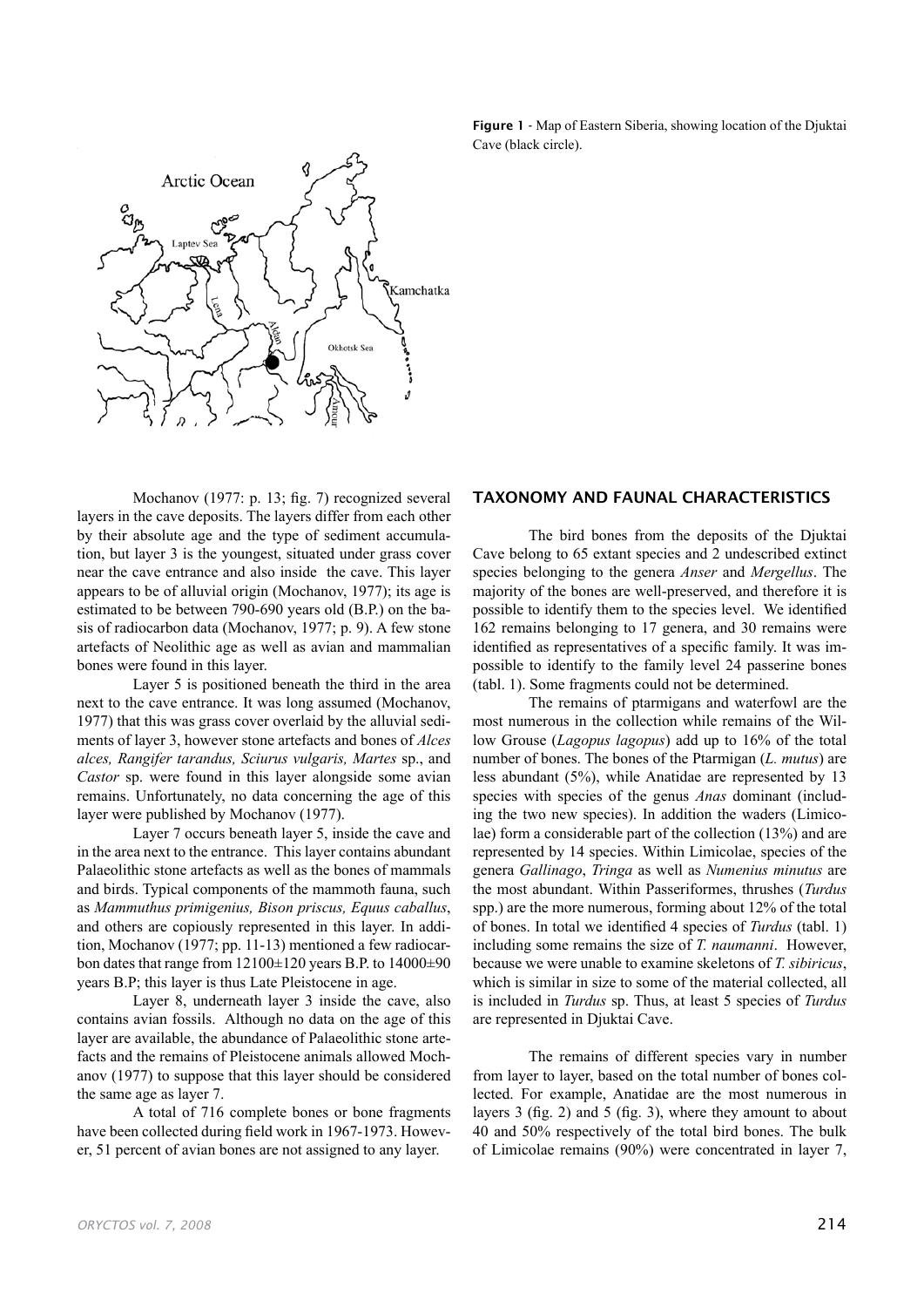**Figure 1** - Map of Eastern Siberia, showing location of the Djuktai Cave (black circle).

Mochanov (1977: p. 13; fig. 7) recognized several layers in the cave deposits. The layers differ from each other by their absolute age and the type of sediment accumulation, but layer 3 is the youngest, situated under grass cover near the cave entrance and also inside the cave. This layer appears to be of alluvial origin (Mochanov, 1977); its age is estimated to be between 790-690 years old (B.P.) on the basis of radiocarbon data (Mochanov, 1977; p. 9). A few stone artefacts of Neolithic age as well as avian and mammalian bones were found in this layer.

Layer 5 is positioned beneath the third in the area next to the cave entrance. It was long assumed (Mochanov, 1977) that this was grass cover overlaid by the alluvial sediments of layer 3, however stone artefacts and bones of *Alces alces, Rangifer tarandus, Sciurus vulgaris, Martes* sp., and *Castor* sp. were found in this layer alongside some avian remains. Unfortunately, no data concerning the age of this layer were published by Mochanov (1977).

Layer 7 occurs beneath layer 5, inside the cave and in the area next to the entrance. This layer contains abundant Palaeolithic stone artefacts as well as the bones of mammals and birds. Typical components of the mammoth fauna, such as *Mammuthus primigenius, Bison priscus, Equus caballus*, and others are copiously represented in this layer. In addition, Mochanov (1977; pp. 11-13) mentioned a few radiocarbon dates that range from 12100±120 years B.P. to 14000±90 years B.P; this layer is thus Late Pleistocene in age.

Layer 8, underneath layer 3 inside the cave, also contains avian fossils. Although no data on the age of this layer are available, the abundance of Palaeolithic stone artefacts and the remains of Pleistocene animals allowed Mochanov (1977) to suppose that this layer should be considered the same age as layer 7.

A total of 716 complete bones or bone fragments have been collected during field work in 1967-1973. However, 51 percent of avian bones are not assigned to any layer.

## TAXONOMY AND FAUNAL CHARACTERISTICS

The bird bones from the deposits of the Djuktai Cave belong to 65 extant species and 2 undescribed extinct species belonging to the genera *Anser* and *Mergellus*. The majority of the bones are well-preserved, and therefore it is possible to identify them to the species level. We identified 162 remains belonging to 17 genera, and 30 remains were identified as representatives of a specific family. It was impossible to identify to the family level 24 passerine bones (tabl. 1). Some fragments could not be determined.

The remains of ptarmigans and waterfowl are the most numerous in the collection while remains of the Willow Grouse (*Lagopus lagopus*) add up to 16% of the total number of bones. The bones of the Ptarmigan (*L. mutus*) are less abundant (5%), while Anatidae are represented by 13 species with species of the genus *Anas* dominant (including the two new species). In addition the waders (Limicolae) form a considerable part of the collection (13%) and are represented by 14 species. Within Limicolae, species of the genera *Gallinago*, *Tringa* as well as *Numenius minutus* are the most abundant. Within Passeriformes, thrushes (*Turdus* spp.) are the more numerous, forming about 12% of the total of bones. In total we identified 4 species of *Turdus* (tabl. 1) including some remains the size of *T. naumanni*. However, because we were unable to examine skeletons of *T. sibiricus*, which is similar in size to some of the material collected, all is included in *Turdus* sp. Thus, at least 5 species of *Turdus* are represented in Djuktai Cave.

The remains of different species vary in number from layer to layer, based on the total number of bones collected. For example, Anatidae are the most numerous in layers 3 (fig. 2) and 5 (fig. 3), where they amount to about 40 and 50% respectively of the total bird bones. The bulk of Limicolae remains (90%) were concentrated in layer 7,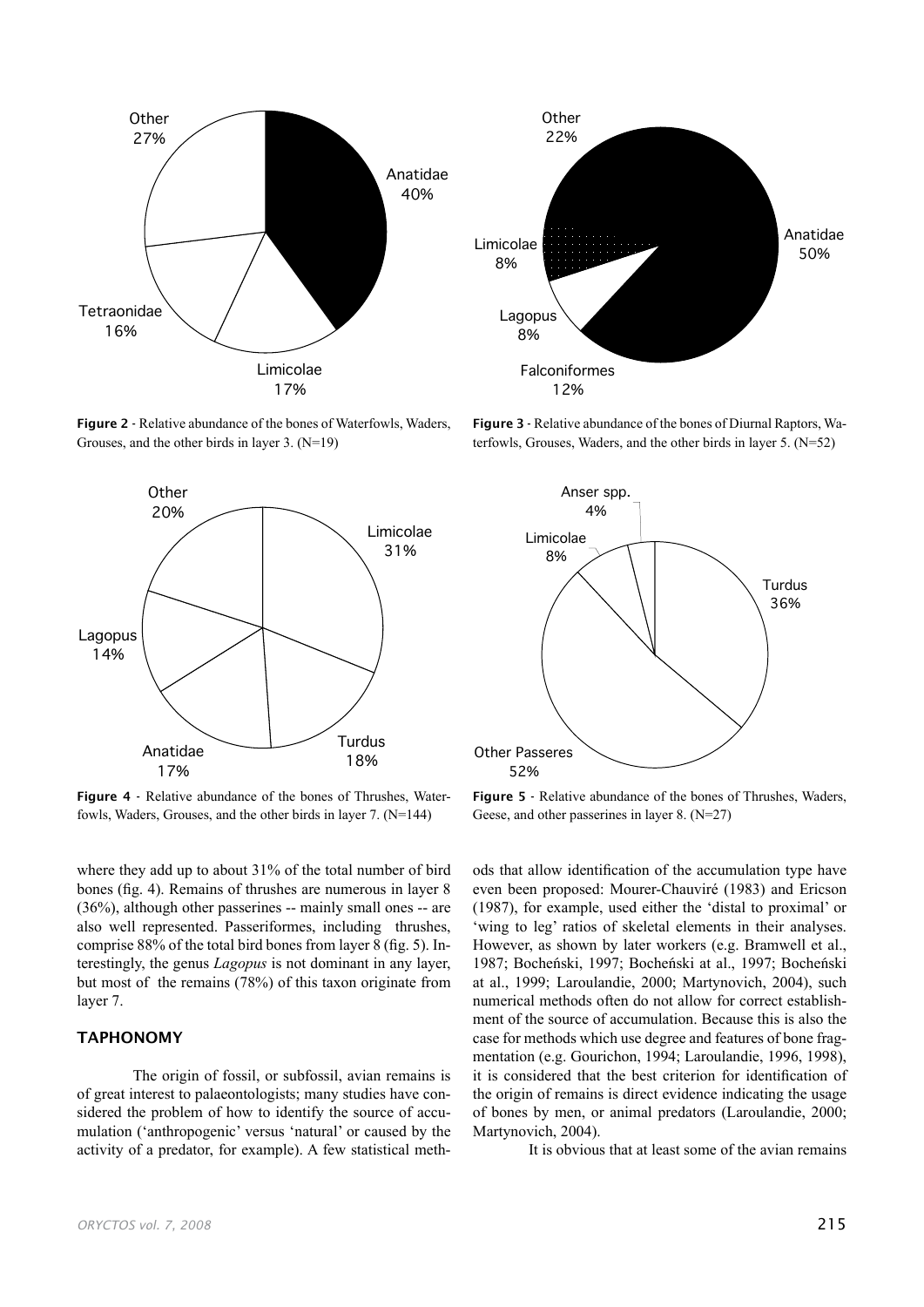Figure 2 - Relative abundance of the bones of Waterfowls, Waders, Grouses, and the other birds in layer 3. (N=19)

Figure 3 - Relative abundance of the bones of Diurnal Raptors, Waterfowls, Grouses, Waders, and the other birds in layer 5. (N=52)

Figure 4 - Relative abundance of the bones of Thrushes, Waterfowls, Waders, Grouses, and the other birds in layer 7. (N=144)

Figure 5 - Relative abundance of the bones of Thrushes, Waders, Geese, and other passerines in layer 8. (N=27)

where they add up to about 31% of the total number of bird bones (fig. 4). Remains of thrushes are numerous in layer 8 (36%), although other passerines -- mainly small ones -- are also well represented. Passeriformes, including thrushes, comprise 88% of the total bird bones from layer 8 (fig. 5). Interestingly, the genus *Lagopus* is not dominant in any layer, but most of the remains (78%) of this taxon originate from layer 7.

## TAPHONOMY

The origin of fossil, or subfossil, avian remains is of great interest to palaeontologists; many studies have considered the problem of how to identify the source of accumulation ('anthropogenic' versus 'natural' or caused by the activity of a predator, for example). A few statistical methods that allow identification of the accumulation type have even been proposed: Mourer-Chauviré (1983) and Ericson (1987), for example, used either the 'distal to proximal' or 'wing to leg' ratios of skeletal elements in their analyses. However, as shown by later workers (e.g. Bramwell et al., 1987; Bocheński, 1997; Bocheński at al., 1997; Bocheński at al., 1999; Laroulandie, 2000; Martynovich, 2004), such numerical methods often do not allow for correct establishment of the source of accumulation. Because this is also the case for methods which use degree and features of bone fragmentation (e.g. Gourichon, 1994; Laroulandie, 1996, 1998), it is considered that the best criterion for identification of the origin of remains is direct evidence indicating the usage of bones by men, or animal predators (Laroulandie, 2000; Martynovich, 2004).

It is obvious that at least some of the avian remains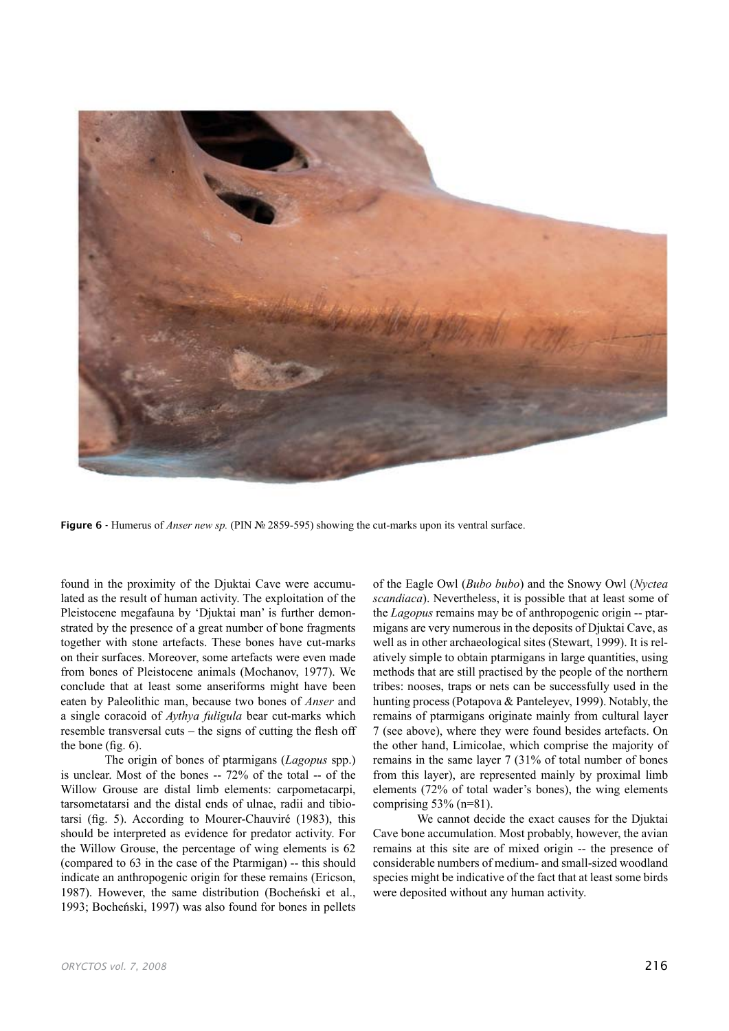**Figure 6** - Humerus of *Anser new sp.* (PIN № 2859-595) showing the cut-marks upon its ventral surface.

found in the proximity of the Djuktai Cave were accumulated as the result of human activity. The exploitation of the Pleistocene megafauna by 'Djuktai man' is further demonstrated by the presence of a great number of bone fragments together with stone artefacts. These bones have cut-marks on their surfaces. Moreover, some artefacts were even made from bones of Pleistocene animals (Mochanov, 1977). We conclude that at least some anseriforms might have been eaten by Paleolithic man, because two bones of *Anser* and a single coracoid of *Aythya fuligula* bear cut-marks which resemble transversal cuts – the signs of cutting the flesh off the bone (fig. 6).

The origin of bones of ptarmigans (*Lagopus* spp.) is unclear. Most of the bones -- 72% of the total -- of the Willow Grouse are distal limb elements: carpometacarpi, tarsometatarsi and the distal ends of ulnae, radii and tibiotarsi (fig. 5). According to Mourer-Chauviré (1983), this should be interpreted as evidence for predator activity. For the Willow Grouse, the percentage of wing elements is 62 (compared to 63 in the case of the Ptarmigan) -- this should indicate an anthropogenic origin for these remains (Ericson, 1987). However, the same distribution (Bocheński et al., 1993; Bocheński, 1997) was also found for bones in pellets of the Eagle Owl (*Bubo bubo*) and the Snowy Owl (*Nyctea scandiaca*). Nevertheless, it is possible that at least some of the *Lagopus* remains may be of anthropogenic origin -- ptarmigans are very numerous in the deposits of Djuktai Cave, as well as in other archaeological sites (Stewart, 1999). It is relatively simple to obtain ptarmigans in large quantities, using methods that are still practised by the people of the northern tribes: nooses, traps or nets can be successfully used in the hunting process (Potapova & Panteleyev, 1999). Notably, the remains of ptarmigans originate mainly from cultural layer 7 (see above), where they were found besides artefacts. On the other hand, Limicolae, which comprise the majority of remains in the same layer 7 (31% of total number of bones from this layer), are represented mainly by proximal limb elements (72% of total wader's bones), the wing elements comprising 53% (n=81).

We cannot decide the exact causes for the Djuktai Cave bone accumulation. Most probably, however, the avian remains at this site are of mixed origin -- the presence of considerable numbers of medium- and small-sized woodland species might be indicative of the fact that at least some birds were deposited without any human activity.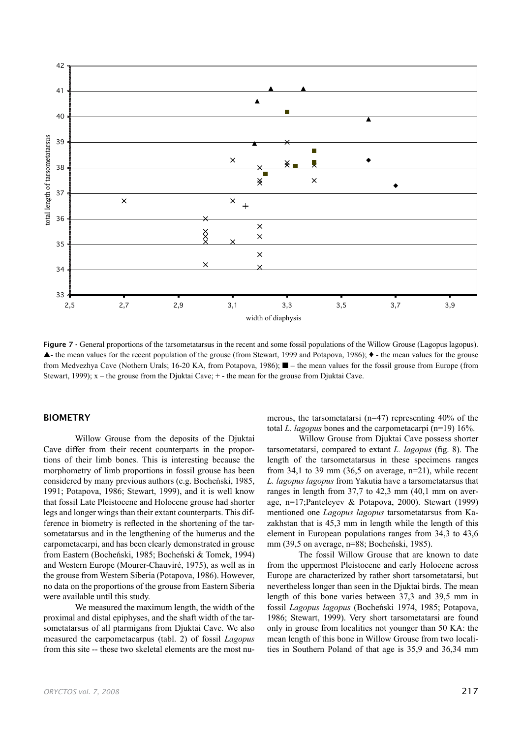**Figure 7** - General proportions of the tarsometatarsus in the recent and some fossil populations of the Willow Grouse (Lagopus lagopus). ▲- the mean values for the recent population of the grouse (from Stewart, 1999 and Potapova, 1986); ♦ - the mean values for the grouse from Medvezhya Cave (Nothern Urals; 16-20 KA, from Potapova, 1986); ■ – the mean values for the fossil grouse from Europe (from Stewart, 1999); x – the grouse from the Djuktai Cave; + - the mean for the grouse from Djuktai Cave.

## BIOMETRY

Willow Grouse from the deposits of the Djuktai Cave differ from their recent counterparts in the proportions of their limb bones. This is interesting because the morphometry of limb proportions in fossil grouse has been considered by many previous authors (e.g. Bocheński, 1985, 1991; Potapova, 1986; Stewart, 1999), and it is well know that fossil Late Pleistocene and Holocene grouse had shorter legs and longer wings than their extant counterparts. This difference in biometry is reflected in the shortening of the tarsometatarsus and in the lengthening of the humerus and the carpometacarpi, and has been clearly demonstrated in grouse from Eastern (Bocheński, 1985; Bocheński & Tomek, 1994) and Western Europe (Mourer-Chauviré, 1975), as well as in the grouse from Western Siberia (Potapova, 1986). However, no data on the proportions of the grouse from Eastern Siberia were available until this study.

We measured the maximum length, the width of the proximal and distal epiphyses, and the shaft width of the tarsometatarsus of all ptarmigans from Djuktai Cave. We also measured the carpometacarpus (tabl. 2) of fossil *Lagopus* from this site -- these two skeletal elements are the most numerous, the tarsometatarsi (n=47) representing 40% of the total *L. lagopus* bones and the carpometacarpi (n=19) 16%.

Willow Grouse from Djuktai Cave possess shorter tarsometatarsi, compared to extant *L. lagopus* (fig. 8). The length of the tarsometatarsus in these specimens ranges from 34,1 to 39 mm (36,5 on average, n=21), while recent *L. lagopus lagopus* from Yakutia have a tarsometatarsus that ranges in length from 37,7 to 42,3 mm (40,1 mm on average, n=17;Panteleyev & Potapova, 2000). Stewart (1999) mentioned one *Lagopus lagopus* tarsometatarsus from Kazakhstan that is 45,3 mm in length while the length of this element in European populations ranges from 34,3 to 43,6 mm (39,5 on average, n=88; Bocheński, 1985).

The fossil Willow Grouse that are known to date from the uppermost Pleistocene and early Holocene across Europe are characterized by rather short tarsometatarsi, but nevertheless longer than seen in the Djuktai birds. The mean length of this bone varies between 37,3 and 39,5 mm in fossil *Lagopus lagopus* (Bocheński 1974, 1985; Potapova, 1986; Stewart, 1999). Very short tarsometatarsi are found only in grouse from localities not younger than 50 KA: the mean length of this bone in Willow Grouse from two localities in Southern Poland of that age is 35,9 and 36,34 mm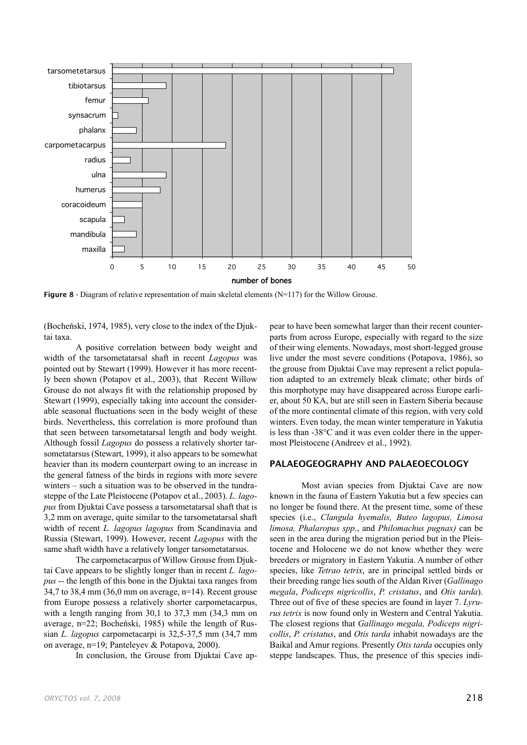**Figure 8** - Diagram of relative representation of main skeletal elements (N=117) for the Willow Grouse.

(Bocheński, 1974, 1985), very close to the index of the Djuktai taxa.

A positive correlation between body weight and width of the tarsometatarsal shaft in recent *Lagopus* was pointed out by Stewart (1999). However it has more recently been shown (Potapov et al., 2003), that Recent Willow Grouse do not always fit with the relationship proposed by Stewart (1999), especially taking into account the considerable seasonal fluctuations seen in the body weight of these birds. Nevertheless, this correlation is more profound than that seen between tarsometatarsal length and body weight. Although fossil *Lagopus* do possess a relatively shorter tarsometatarsus (Stewart, 1999), it also appears to be somewhat heavier than its modern counterpart owing to an increase in the general fatness of the birds in regions with more severe winters – such a situation was to be observed in the tundra-steppe of the Late Pleistocene (Potapov et al., 2003). *L. lagopus* from Djuktai Cave possess a tarsometatarsal shaft that is 3,2 mm on average, quite similar to the tarsometatarsal shaft width of recent *L. lagopus lagopus* from Scandinavia and Russia (Stewart, 1999). However, recent *Lagopus* with the same shaft width have a relatively longer tarsometatarsus.

The carpometacarpus of Willow Grouse from Djuktai Cave appears to be slightly longer than in recent *L. lagopus* -- the length of this bone in the Djuktai taxa ranges from 34,7 to 38,4 mm (36,0 mm on average, n=14). Recent grouse from Europe possess a relatively shorter carpometacarpus, with a length ranging from 30,1 to 37,3 mm (34,3 mm on average, n=22; Bocheński, 1985) while the length of Russian *L. lagopus* carpometacarpi is 32,5-37,5 mm (34,7 mm on average, n=19; Panteleyev & Potapova, 2000).

In conclusion, the Grouse from Djuktai Cave appear to have been somewhat larger than their recent counterparts from across Europe, especially with regard to the size of their wing elements. Nowadays, most short-legged grouse live under the most severe conditions (Potapova, 1986), so the grouse from Djuktai Cave may represent a relict population adapted to an extremely bleak climate; other birds of this morphotype may have disappeared across Europe earlier, about 50 KA, but are still seen in Eastern Siberia because of the more continental climate of this region, with very cold winters. Even today, the mean winter temperature in Yakutia is less than -38°C and it was even colder there in the uppermost Pleistocene (Andreev et al., 1992).

## PALAEOGEOGRAPHY AND PALAEOECOLOGY

Most avian species from Djuktai Cave are now known in the fauna of Eastern Yakutia but a few species can no longer be found there. At the present time, some of these species (i.e., *Clangula hyemalis, Buteo lagopus, Limosa limosa, Phalaropus spp*., and *Philomachus pugnax)* can be seen in the area during the migration period but in the Pleistocene and Holocene we do not know whether they were breeders or migratory in Eastern Yakutia. A number of other species, like *Tetrao tetrix*, are in principal settled birds or their breeding range lies south of the Aldan River (*Gallinago megala*, *Podiceps nigricollis*, *P. cristatus*, and *Otis tarda*). Three out of five of these species are found in layer 7. *Lyrurus tetrix* is now found only in Western and Central Yakutia. The closest regions that *Gallinago megala, Podiceps nigricollis*, *P. cristatus*, and *Otis tarda* inhabit nowadays are the Baikal and Amur regions. Presently *Otis tarda* occupies only steppe landscapes. Thus, the presence of this species indi-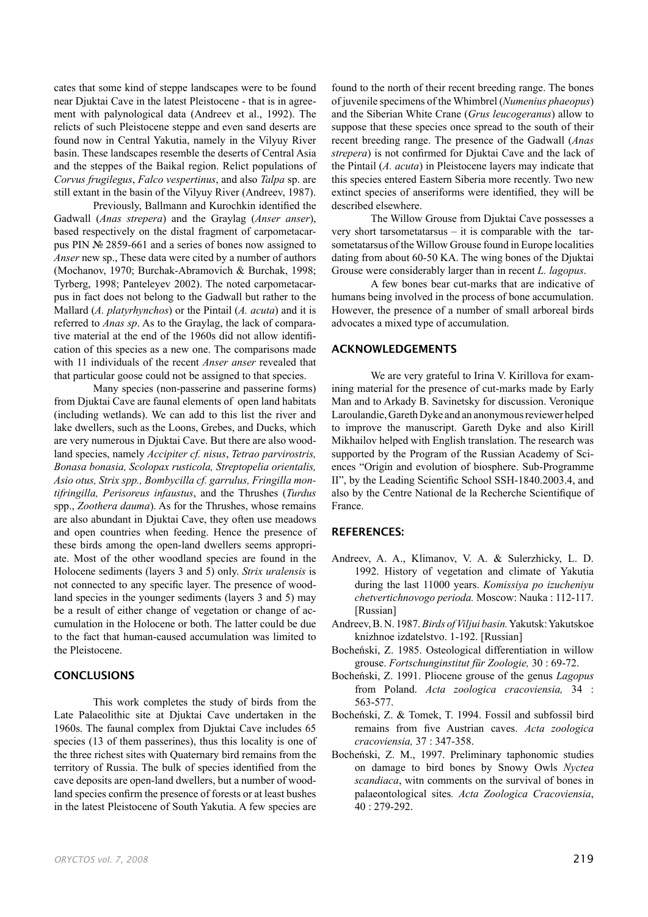cates that some kind of steppe landscapes were to be found near Djuktai Cave in the latest Pleistocene - that is in agreement with palynological data (Andreev et al., 1992). The relicts of such Pleistocene steppe and even sand deserts are found now in Central Yakutia, namely in the Vilyuy River basin. These landscapes resemble the deserts of Central Asia and the steppes of the Baikal region. Relict populations of *Corvus frugilegus*, *Falco vespertinus*, and also *Talpa* sp. are still extant in the basin of the Vilyuy River (Andreev, 1987).

Previously, Ballmann and Kurochkin identified the Gadwall (*Anas strepera*) and the Graylag (*Anser anser*), based respectively on the distal fragment of carpometacarpus PIN № 2859-661 and a series of bones now assigned to *Anser* new sp., These data were cited by a number of authors (Mochanov, 1970; Burchak-Abramovich & Burchak, 1998; Tyrberg, 1998; Panteleyev 2002). The noted carpometacarpus in fact does not belong to the Gadwall but rather to the Mallard (*A. platyrhynchos*) or the Pintail (*A. acuta*) and it is referred to *Anas sp*. As to the Graylag, the lack of comparative material at the end of the 1960s did not allow identification of this species as a new one. The comparisons made with 11 individuals of the recent *Anser anser* revealed that that particular goose could not be assigned to that species.

Many species (non-passerine and passerine forms) from Djuktai Cave are faunal elements of open land habitats (including wetlands). We can add to this list the river and lake dwellers, such as the Loons, Grebes, and Ducks, which are very numerous in Djuktai Cave. But there are also woodland species, namely *Accipiter cf. nisus*, *Tetrao parvirostris, Bonasa bonasia, Scolopax rusticola, Streptopelia orientalis, Asio otus, Strix spp., Bombycilla cf. garrulus, Fringilla montifringilla, Perisoreus infaustus*, and the Thrushes (*Turdus* spp., *Zoothera dauma*). As for the Thrushes, whose remains are also abundant in Djuktai Cave, they often use meadows and open countries when feeding. Hence the presence of these birds among the open-land dwellers seems appropriate. Most of the other woodland species are found in the Holocene sediments (layers 3 and 5) only. *Strix uralensis* is not connected to any specific layer. The presence of woodland species in the younger sediments (layers 3 and 5) may be a result of either change of vegetation or change of accumulation in the Holocene or both. The latter could be due to the fact that human-caused accumulation was limited to the Pleistocene.

## CONCLUSIONS

This work completes the study of birds from the Late Palaeolithic site at Djuktai Cave undertaken in the 1960s. The faunal complex from Djuktai Cave includes 65 species (13 of them passerines), thus this locality is one of the three richest sites with Quaternary bird remains from the territory of Russia. The bulk of species identified from the cave deposits are open-land dwellers, but a number of woodland species confirm the presence of forests or at least bushes in the latest Pleistocene of South Yakutia. A few species are found to the north of their recent breeding range. The bones of juvenile specimens of the Whimbrel (*Numenius phaeopus*) and the Siberian White Crane (*Grus leucogeranus*) allow to suppose that these species once spread to the south of their recent breeding range. The presence of the Gadwall (*Anas strepera*) is not confirmed for Djuktai Cave and the lack of the Pintail (*A. acuta*) in Pleistocene layers may indicate that this species entered Eastern Siberia more recently. Two new extinct species of anseriforms were identified, they will be described elsewhere.

The Willow Grouse from Djuktai Cave possesses a very short tarsometatarsus – it is comparable with the tarsometatarsus of the Willow Grouse found in Europe localities dating from about 60-50 KA. The wing bones of the Djuktai Grouse were considerably larger than in recent *L. lagopus*.

A few bones bear cut-marks that are indicative of humans being involved in the process of bone accumulation. However, the presence of a number of small arboreal birds advocates a mixed type of accumulation.

## ACKNOWLEDGEMENTS

We are very grateful to Irina V. Kirillova for examining material for the presence of cut-marks made by Early Man and to Arkady B. Savinetsky for discussion. Veronique Laroulandie, Gareth Dyke and an anonymous reviewer helped to improve the manuscript. Gareth Dyke and also Kirill Mikhailov helped with English translation. The research was supported by the Program of the Russian Academy of Sciences "Origin and evolution of biosphere. Sub-Programme II", by the Leading Scientific School SSH-1840.2003.4, and also by the Centre National de la Recherche Scientifique of France.

## REFERENCES:

Andreev, A. A., Klimanov, V. A. & Sulerzhicky, L. D. 1992. History of vegetation and climate of Yakutia during the last 11000 years. *Komissiya po izucheniyu chetvertichnovogo perioda.* Moscow: Nauka : 112-117. [Russian]

Andreev, B. N. 1987. *Birds of Viljui basin.* Yakutsk: Yakutskoe knizhnoe izdatelstvo. 1-192. [Russian]

Bocheński, Z. 1985. Osteological differentiation in willow grouse. *Fortschunginstitut für Zoologie,* 30 : 69-72.

Bocheński, Z. 1991. Pliocene grouse of the genus *Lagopus* from Poland. *Acta zoologica cracoviensia,* 34 : 563-577.

Bocheński, Z. & Tomek, T. 1994. Fossil and subfossil bird remains from five Austrian caves. *Acta zoologica cracoviensia,* 37 : 347-358.

Bocheński, Z. M., 1997. Preliminary taphonomic studies on damage to bird bones by Snowy Owls *Nyctea scandiaca*, witn comments on the survival of bones in palaeontological sites*. Acta Zoologica Cracoviensia*, 40 : 279-292.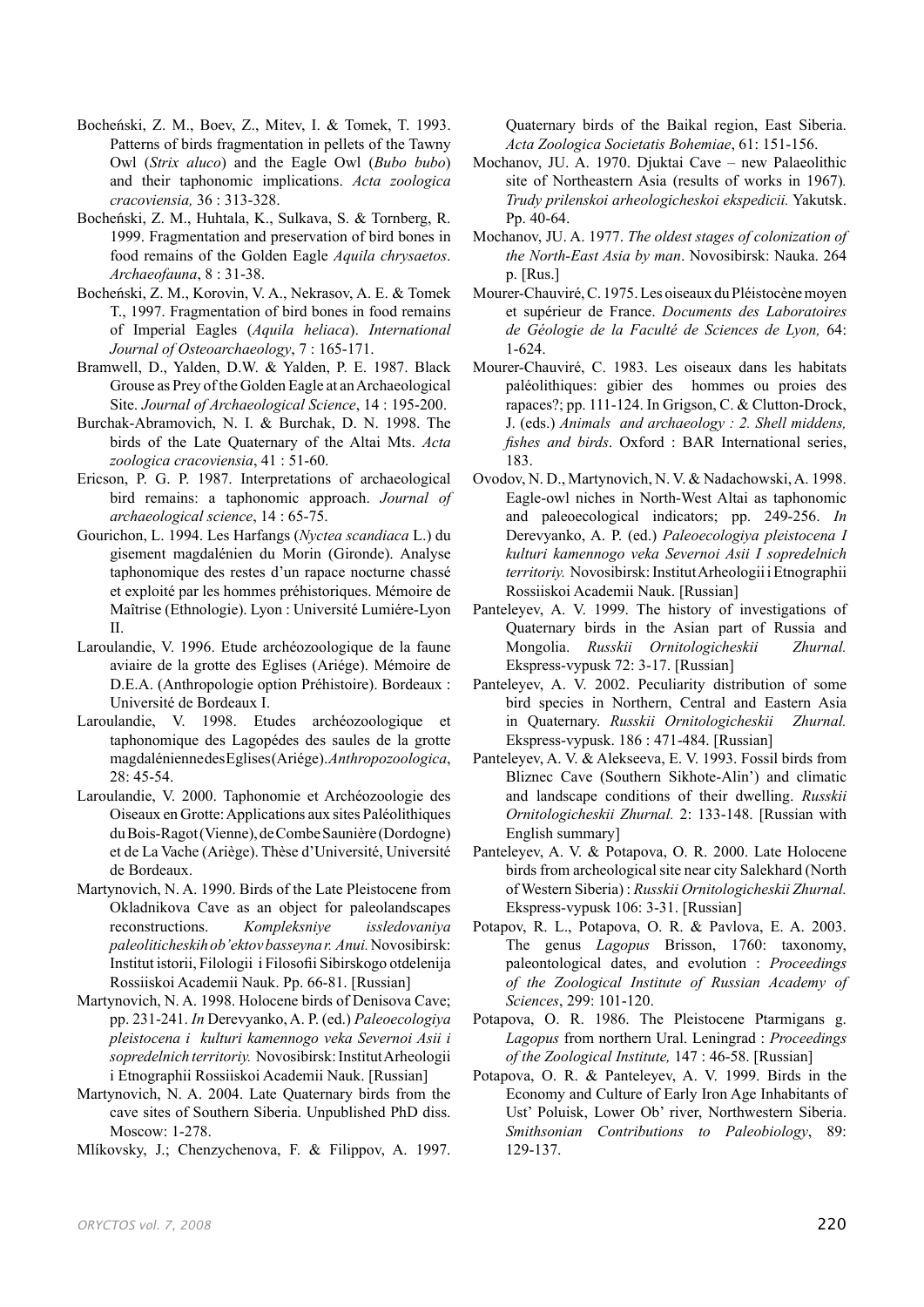Bocheński, Z. M., Boev, Z., Mitev, I. & Tomek, T. 1993. Patterns of birds fragmentation in pellets of the Tawny Owl (*Strix aluco*) and the Eagle Owl (*Bubo bubo*) and their taphonomic implications. *Acta zoologica cracoviensia,* 36 : 313-328.

Bocheński, Z. M., Huhtala, K., Sulkava, S. & Tornberg, R. 1999. Fragmentation and preservation of bird bones in food remains of the Golden Eagle *Aquila chrysaetos*. *Archaeofauna*, 8 : 31-38.

Bocheński, Z. M., Korovin, V. A., Nekrasov, A. E. & Tomek T., 1997. Fragmentation of bird bones in food remains of Imperial Eagles (*Aquila heliaca*). *International Journal of Osteoarchaeology*, 7 : 165-171.

Bramwell, D., Yalden, D.W. & Yalden, P. E. 1987. Black Grouse as Prey of the Golden Eagle at an Archaeological Site. *Journal of Archaeological Science*, 14 : 195-200.

Burchak-Abramovich, N. I. & Burchak, D. N. 1998. The birds of the Late Quaternary of the Altai Mts. *Acta zoologica cracoviensia*, 41 : 51-60.

Ericson, P. G. P. 1987. Interpretations of archaeological bird remains: a taphonomic approach. *Journal of archaeological science*, 14 : 65-75.

Gourichon, L. 1994. Les Harfangs (*Nyctea scandiaca* L.) du gisement magdalénien du Morin (Gironde). Analyse taphonomique des restes d'un rapace nocturne chassé et exploité par les hommes préhistoriques. Mémoire de Maîtrise (Ethnologie). Lyon : Université Lumiére-Lyon II.

Laroulandie, V. 1996. Etude archéozoologique de la faune aviaire de la grotte des Eglises (Ariége). Mémoire de D.E.A. (Anthropologie option Préhistoire). Bordeaux : Université de Bordeaux I.

Laroulandie, V. 1998. Etudes archéozoologique et taphonomique des Lagopédes des saules de la grotte magdalénienne des Eglises (Ariége). *Anthropozoologica*, 28: 45-54.

Laroulandie, V. 2000. Taphonomie et Archéozoologie des Oiseaux en Grotte: Applications aux sites Paléolithiques du Bois-Ragot (Vienne), de Combe Saunière (Dordogne) et de La Vache (Ariège). Thèse d'Université, Université de Bordeaux.

Martynovich, N. A. 1990. Birds of the Late Pleistocene from Okladnikova Cave as an object for paleolandscapes reconstructions. *Kompleksniye issledovaniya paleoliticheskih ob'ektov basseyna r. Anui.* Novosibirsk: Institut istorii, Filologii i Filosofii Sibirskogo otdelenija Rossiiskoi Academii Nauk. Pp. 66-81. [Russian]

Martynovich, N. A. 1998. Holocene birds of Denisova Cave; pp. 231-241. *In* Derevyanko, A. P. (ed.) *Paleoecologiya pleistocena i kulturi kamennogo veka Severnoi Asii i sopredelnich territoriy.* Novosibirsk: Institut Arheologii i Etnographii Rossiiskoi Academii Nauk. [Russian]

Martynovich, N. A. 2004. Late Quaternary birds from the cave sites of Southern Siberia. Unpublished PhD diss. Moscow: 1-278.

Mlíkovsky, J.; Chenzychenova, F. & Filippov, A. 1997. Quaternary birds of the Baikal region, East Siberia. *Acta Zoologica Societatis Bohemiae*, 61: 151-156.

Mochanov, JU. A. 1970. Djuktai Cave – new Palaeolithic site of Northeastern Asia (results of works in 1967)*. Trudy prilenskoi arheologicheskoi ekspedicii.* Yakutsk. Pp. 40-64.

Mochanov, JU. A. 1977. *The oldest stages of colonization of the North-East Asia by man*. Novosibirsk: Nauka. 264 p. [Rus.]

Mourer-Chauviré, C. 1975. Les oiseaux du Pléistocène moyen et supérieur de France. *Documents des Laboratoires de Géologie de la Faculté de Sciences de Lyon,* 64: 1-624.

Mourer-Chauviré, C. 1983. Les oiseaux dans les habitats paléolithiques: gibier des hommes ou proies des rapaces?; pp. 111-124. In Grigson, C. & Clutton-Drock, J. (eds.) *Animals and archaeology : 2. Shell middens, fishes and birds*. Oxford : BAR International series, 183.

Ovodov, N. D., Martynovich, N. V. & Nadachowski, A. 1998. Eagle-owl niches in North-West Altai as taphonomic and paleoecological indicators; pp. 249-256. *In* Derevyanko, A. P. (ed.) *Paleoecologiya pleistocena I kulturi kamennogo veka Severnoi Asii I sopredelnich territoriy.* Novosibirsk: Institut Arheologii i Etnographii Rossiiskoi Academii Nauk. [Russian]

Panteleyev, A. V. 1999. The history of investigations of Quaternary birds in the Asian part of Russia and Mongolia. *Russkii Ornitologicheskii Zhurnal.* Ekspress-vypusk 72: 3-17. [Russian]

Panteleyev, A. V. 2002. Peculiarity distribution of some bird species in Northern, Central and Eastern Asia in Quaternary. *Russkii Ornitologicheskii Zhurnal.* Ekspress-vypusk. 186 : 471-484. [Russian]

Panteleyev, A. V. & Alekseeva, E. V. 1993. Fossil birds from Bliznec Cave (Southern Sikhote-Alin') and climatic and landscape conditions of their dwelling. *Russkii Ornitologicheskii Zhurnal.* 2: 133-148. [Russian with English summary]

Panteleyev, A. V. & Potapova, O. R. 2000. Late Holocene birds from archeological site near city Salekhard (North of Western Siberia) : *Russkii Ornitologicheskii Zhurnal.* Ekspress-vypusk 106: 3-31. [Russian]

Potapov, R. L., Potapova, O. R. & Pavlova, E. A. 2003. The genus *Lagopus* Brisson, 1760: taxonomy, paleontological dates, and evolution : *Proceedings of the Zoological Institute of Russian Academy of Sciences*, 299: 101-120.

Potapova, O. R. 1986. The Pleistocene Ptarmigans g. *Lagopus* from northern Ural. Leningrad : *Proceedings of the Zoological Institute,* 147 : 46-58. [Russian]

Potapova, O. R. & Panteleyev, A. V. 1999. Birds in the Economy and Culture of Early Iron Age Inhabitants of Ust' Poluisk, Lower Ob' river, Northwestern Siberia. *Smithsonian Contributions to Paleobiology*, 89: 129-137.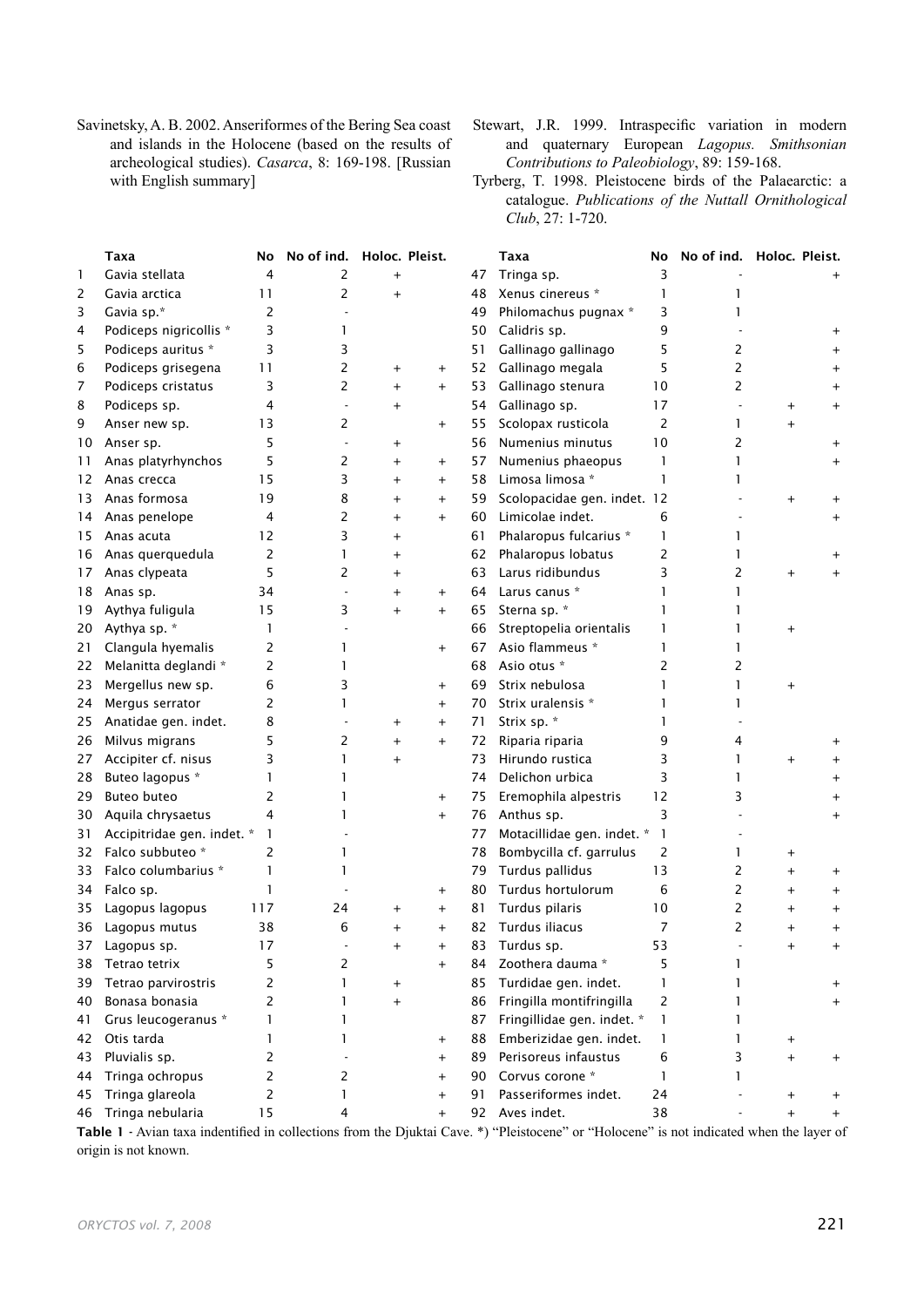Savinetsky, A. B. 2002. Anseriformes of the Bering Sea coast and islands in the Holocene (based on the results of archeological studies). *Casarca*, 8: 169-198. [Russian with English summary]

Stewart, J.R. 1999. Intraspecific variation in modern and quaternary European *Lagopus. Smithsonian Contributions to Paleobiology*, 89: 159-168.

Tyrberg, T. 1998. Pleistocene birds of the Palaearctic: a catalogue. *Publications of the Nuttall Ornithological Club*, 27: 1-720.

| | Taxa | No | No of ind. | Holoc. | Pleist. | | Taxa | No | No of ind. | Holoc. | Pleist. |
|---|---|---|---|---|---|---|---|---|---|---|---|
| 1 | Gavia stellata | 4 | 2 | + | | 47 | Tringa sp. | 3 | - | | + |
| 2 | Gavia arctica | 11 | 2 | + | | 48 | Xenus cinereus * | 1 | 1 | | |
| 3 | Gavia sp.* | 2 | - | | | 49 | Philomachus pugnax * | 3 | 1 | | |
| 4 | Podiceps nigricollis * | 3 | 1 | | | 50 | Calidris sp. | 9 | - | | + |
| 5 | Podiceps auritus * | 3 | 3 | | | 51 | Gallinago gallinago | 5 | 2 | | + |
| 6 | Podiceps grisegena | 11 | 2 | + | + | 52 | Gallinago megala | 5 | 2 | | + |
| 7 | Podiceps cristatus | 3 | 2 | + | + | 53 | Gallinago stenura | 10 | 2 | | + |
| 8 | Podiceps sp. | 4 | - | + | | 54 | Gallinago sp. | 17 | - | + | + |
| 9 | Anser new sp. | 13 | 2 | | + | 55 | Scolopax rusticola | 2 | 1 | + | |
| 10 | Anser sp. | 5 | - | + | | 56 | Numenius minutus | 10 | 2 | | + |
| 11 | Anas platyrhynchos | 5 | 2 | + | + | 57 | Numenius phaeopus | 1 | 1 | | + |
| 12 | Anas crecca | 15 | 3 | + | + | 58 | Limosa limosa * | 1 | 1 | | |
| 13 | Anas formosa | 19 | 8 | + | + | 59 | Scolopacidae gen. indet. | 12 | - | + | + |
| 14 | Anas penelope | 4 | 2 | + | + | 60 | Limicolae indet. | 6 | - | | + |
| 15 | Anas acuta | 12 | 3 | + | | 61 | Phalaropus fulcarius * | 1 | 1 | | |
| 16 | Anas querquedula | 2 | 1 | + | | 62 | Phalaropus lobatus | 2 | 1 | | + |
| 17 | Anas clypeata | 5 | 2 | + | | 63 | Larus ridibundus | 3 | 2 | + | + |
| 18 | Anas sp. | 34 | - | + | + | 64 | Larus canus * | 1 | 1 | | |
| 19 | Aythya fuligula | 15 | 3 | + | + | 65 | Sterna sp. * | 1 | 1 | | |
| 20 | Aythya sp. * | 1 | - | | | 66 | Streptopelia orientalis | 1 | 1 | + | |
| 21 | Clangula hyemalis | 2 | 1 | | + | 67 | Asio flammeus * | 1 | 1 | | |
| 22 | Melanitta deglandi * | 2 | 1 | | | 68 | Asio otus * | 2 | 2 | | |
| 23 | Mergellus new sp. | 6 | 3 | | + | 69 | Strix nebulosa | 1 | 1 | + | |
| 24 | Mergus serrator | 2 | 1 | | + | 70 | Strix uralensis * | 1 | 1 | | |
| 25 | Anatidae gen. indet. | 8 | - | + | + | 71 | Strix sp. * | 1 | - | | |
| 26 | Milvus migrans | 5 | 2 | + | + | 72 | Riparia riparia | 9 | 4 | | + |
| 27 | Accipiter cf. nisus | 3 | 1 | + | | 73 | Hirundo rustica | 3 | 1 | + | + |
| 28 | Buteo lagopus * | 1 | 1 | | | 74 | Delichon urbica | 3 | 1 | | + |
| 29 | Buteo buteo | 2 | 1 | | + | 75 | Eremophila alpestris | 12 | 3 | | + |
| 30 | Aquila chrysaetus | 4 | 1 | | + | 76 | Anthus sp. | 3 | - | | + |
| 31 | Accipitridae gen. indet. * | 1 | - | | | 77 | Motacillidae gen. indet. * | 1 | - | | |
| 32 | Falco subbuteo * | 2 | 1 | | | 78 | Bombycilla cf. garrulus | 2 | 1 | + | |
| 33 | Falco columbarius * | 1 | 1 | | | 79 | Turdus pallidus | 13 | 2 | + | + |
| 34 | Falco sp. | 1 | - | | + | 80 | Turdus hortulorum | 6 | 2 | + | + |
| 35 | Lagopus lagopus | 117 | 24 | + | + | 81 | Turdus pilaris | 10 | 2 | + | + |
| 36 | Lagopus mutus | 38 | 6 | + | + | 82 | Turdus iliacus | 7 | 2 | + | + |
| 37 | Lagopus sp. | 17 | - | + | + | 83 | Turdus sp. | 53 | - | + | + |
| 38 | Tetrao tetrix | 5 | 2 | | + | 84 | Zoothera dauma * | 5 | 1 | | |
| 39 | Tetrao parvirostris | 2 | 1 | + | | 85 | Turdidae gen. indet. | 1 | 1 | | + |
| 40 | Bonasa bonasia | 2 | 1 | + | | 86 | Fringilla montifringilla | 2 | 1 | | + |
| 41 | Grus leucogeranus * | 1 | 1 | | | 87 | Fringillidae gen. indet. * | 1 | 1 | | |
| 42 | Otis tarda | 1 | 1 | | + | 88 | Emberizidae gen. indet. | 1 | 1 | + | |
| 43 | Pluvialis sp. | 2 | - | | + | 89 | Perisoreus infaustus | 6 | 3 | + | + |
| 44 | Tringa ochropus | 2 | 2 | | + | 90 | Corvus corone * | 1 | 1 | | |
| 45 | Tringa glareola | 2 | 1 | | + | 91 | Passeriformes indet. | 24 | - | + | + |
| 46 | Tringa nebularia | 15 | 4 | | + | 92 | Aves indet. | 38 | - | + | + |

**Table 1** - Avian taxa indentified in collections from the Djuktai Cave. *) "Pleistocene" or "Holocene" is not indicated when the layer of origin is not known.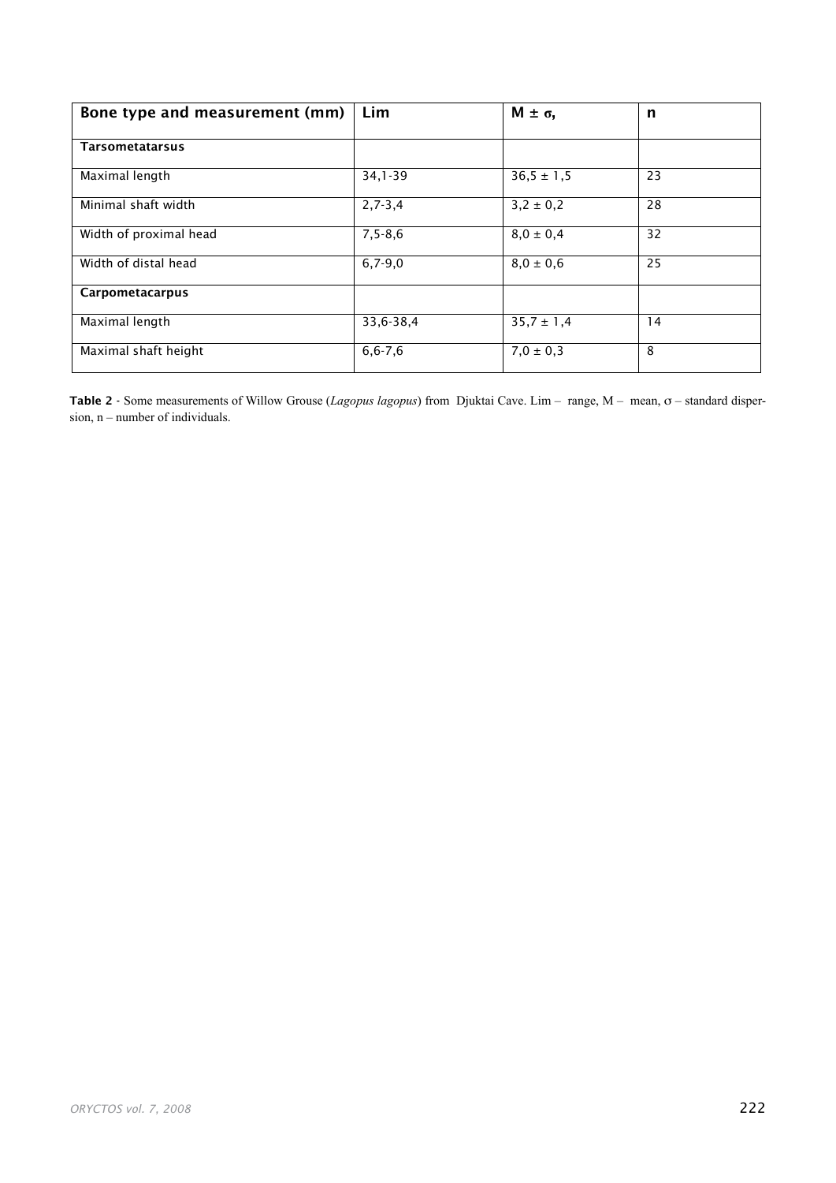| Bone type and measurement (mm) | Lim | M ± σ, | n |
|---|---|---|---|
| **Tarsometatarsus** | | | |
| Maximal length | 34,1-39 | 36,5 ± 1,5 | 23 |
| Minimal shaft width | 2,7-3,4 | 3,2 ± 0,2 | 28 |
| Width of proximal head | 7,5-8,6 | 8,0 ± 0,4 | 32 |
| Width of distal head | 6,7-9,0 | 8,0 ± 0,6 | 25 |
| **Carpometacarpus** | | | |
| Maximal length | 33,6-38,4 | 35,7 ± 1,4 | 14 |
| Maximal shaft height | 6,6-7,6 | 7,0 ± 0,3 | 8 |

**Table 2** - Some measurements of Willow Grouse (*Lagopus lagopus*) from Djuktai Cave. Lim – range, M – mean, σ – standard dispersion, n – number of individuals.